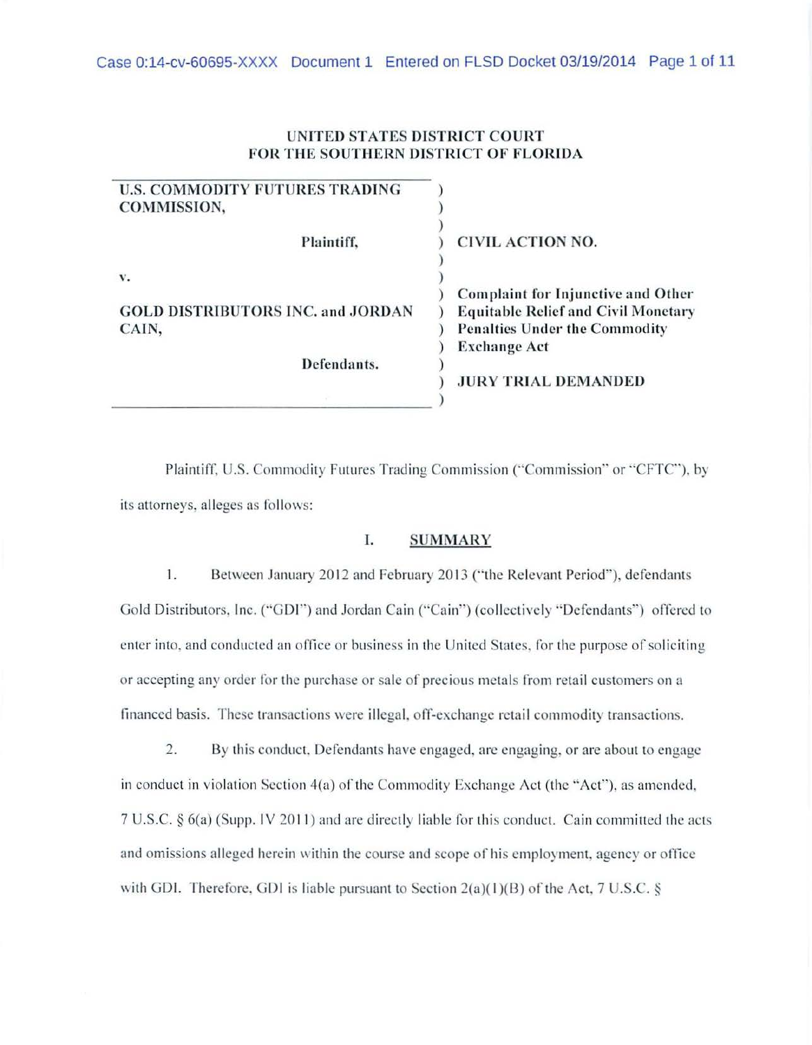UNITED STATES DISTRICT COURT
FOR THE SOUTHERN DISTRICT OF FLORIDA

| | |
|---|---|
| U.S. COMMODITY FUTURES TRADING COMMISSION,<br><br>Plaintiff,<br><br>v.<br><br>GOLD DISTRIBUTORS INC. and JORDAN CAIN,<br><br>Defendants. | CIVIL ACTION NO.<br><br>Complaint for Injunctive and Other Equitable Relief and Civil Monetary Penalties Under the Commodity Exchange Act<br><br>JURY TRIAL DEMANDED |

Plaintiff, U.S. Commodity Futures Trading Commission ("Commission" or "CFTC"), by its attorneys, alleges as follows:

## I. SUMMARY

1. Between January 2012 and February 2013 ("the Relevant Period"), defendants Gold Distributors, Inc. ("GDI") and Jordan Cain ("Cain") (collectively "Defendants") offered to enter into, and conducted an office or business in the United States, for the purpose of soliciting or accepting any order for the purchase or sale of precious metals from retail customers on a financed basis. These transactions were illegal, off-exchange retail commodity transactions.

2. By this conduct, Defendants have engaged, are engaging, or are about to engage in conduct in violation Section 4(a) of the Commodity Exchange Act (the "Act"), as amended, 7 U.S.C. § 6(a) (Supp. IV 2011) and are directly liable for this conduct. Cain committed the acts and omissions alleged herein within the course and scope of his employment, agency or office with GDI. Therefore, GDI is liable pursuant to Section 2(a)(1)(B) of the Act, 7 U.S.C. §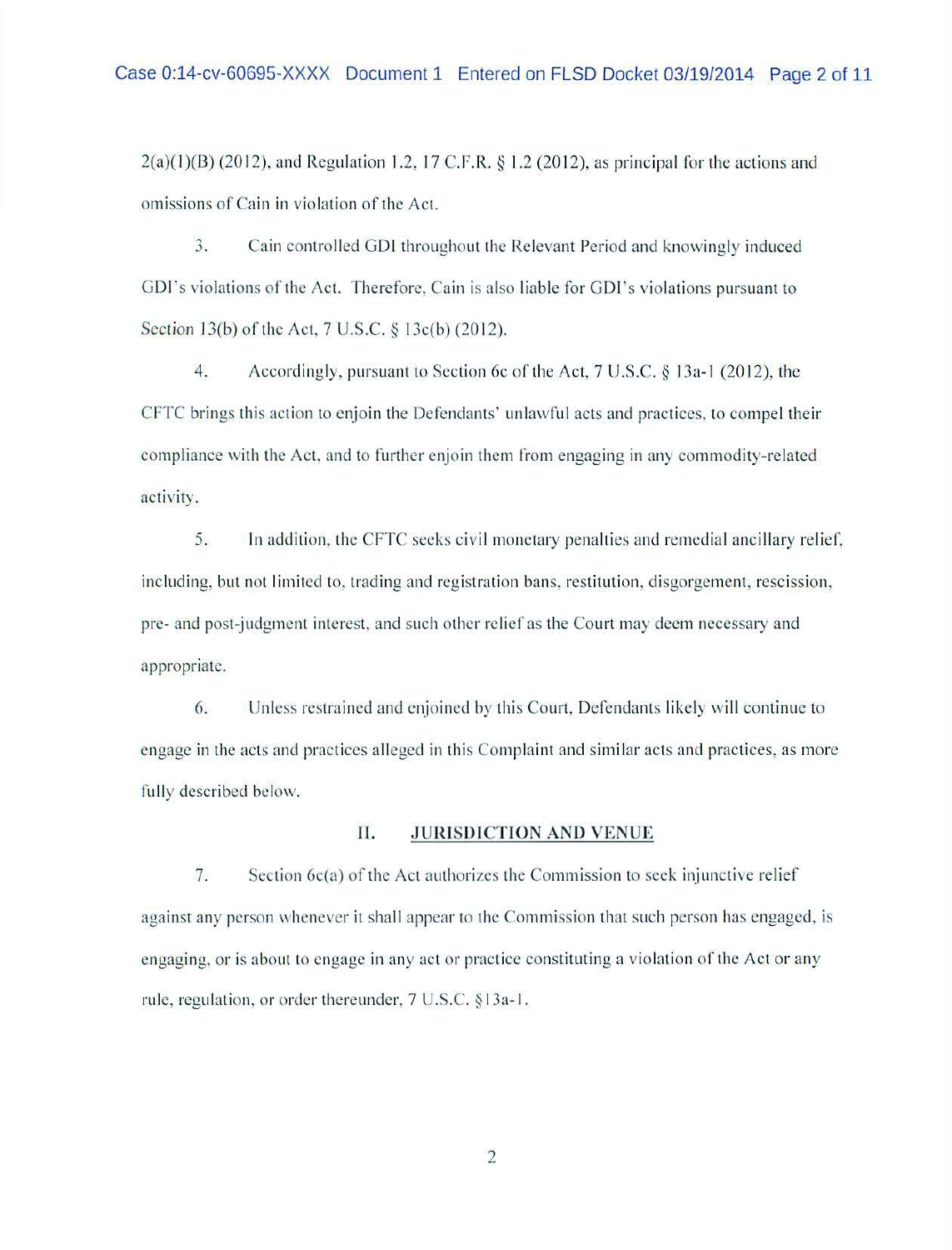2(a)(1)(B) (2012), and Regulation 1.2, 17 C.F.R. § 1.2 (2012), as principal for the actions and omissions of Cain in violation of the Act.

3. Cain controlled GDI throughout the Relevant Period and knowingly induced GDI's violations of the Act. Therefore, Cain is also liable for GDI's violations pursuant to Section 13(b) of the Act, 7 U.S.C. § 13c(b) (2012).

4. Accordingly, pursuant to Section 6c of the Act, 7 U.S.C. § 13a-1 (2012), the CFTC brings this action to enjoin the Defendants' unlawful acts and practices, to compel their compliance with the Act, and to further enjoin them from engaging in any commodity-related activity.

5. In addition, the CFTC seeks civil monetary penalties and remedial ancillary relief, including, but not limited to, trading and registration bans, restitution, disgorgement, rescission, pre- and post-judgment interest, and such other relief as the Court may deem necessary and appropriate.

6. Unless restrained and enjoined by this Court, Defendants likely will continue to engage in the acts and practices alleged in this Complaint and similar acts and practices, as more fully described below.

## II. JURISDICTION AND VENUE

7. Section 6c(a) of the Act authorizes the Commission to seek injunctive relief against any person whenever it shall appear to the Commission that such person has engaged, is engaging, or is about to engage in any act or practice constituting a violation of the Act or any rule, regulation, or order thereunder, 7 U.S.C. §13a-1.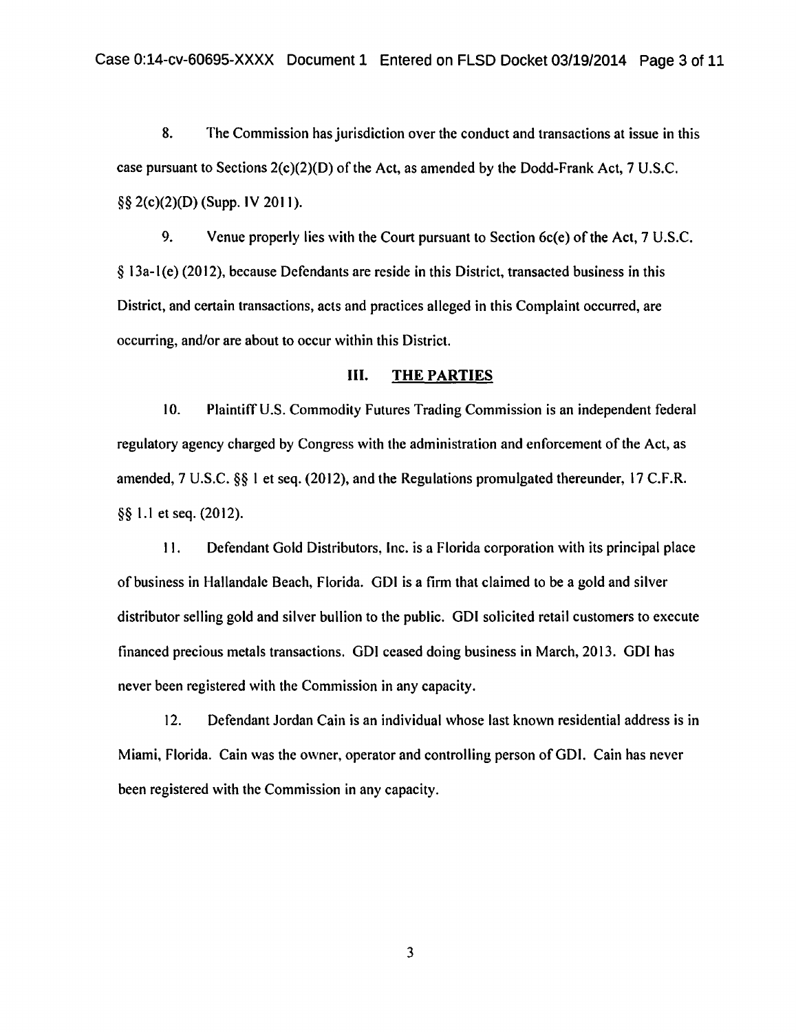8. The Commission has jurisdiction over the conduct and transactions at issue in this case pursuant to Sections 2(c)(2)(D) of the Act, as amended by the Dodd-Frank Act, 7 U.S.C. §§ 2(c)(2)(D) (Supp. IV 2011).

9. Venue properly lies with the Court pursuant to Section 6c(e) of the Act, 7 U.S.C. § 13a-1(e) (2012), because Defendants are reside in this District, transacted business in this District, and certain transactions, acts and practices alleged in this Complaint occurred, are occurring, and/or are about to occur within this District.

## III. THE PARTIES

10. Plaintiff U.S. Commodity Futures Trading Commission is an independent federal regulatory agency charged by Congress with the administration and enforcement of the Act, as amended, 7 U.S.C. §§ 1 et seq. (2012), and the Regulations promulgated thereunder, 17 C.F.R. §§ 1.1 et seq. (2012).

11. Defendant Gold Distributors, Inc. is a Florida corporation with its principal place of business in Hallandale Beach, Florida. GDI is a firm that claimed to be a gold and silver distributor selling gold and silver bullion to the public. GDI solicited retail customers to execute financed precious metals transactions. GDI ceased doing business in March, 2013. GDI has never been registered with the Commission in any capacity.

12. Defendant Jordan Cain is an individual whose last known residential address is in Miami, Florida. Cain was the owner, operator and controlling person of GDI. Cain has never been registered with the Commission in any capacity.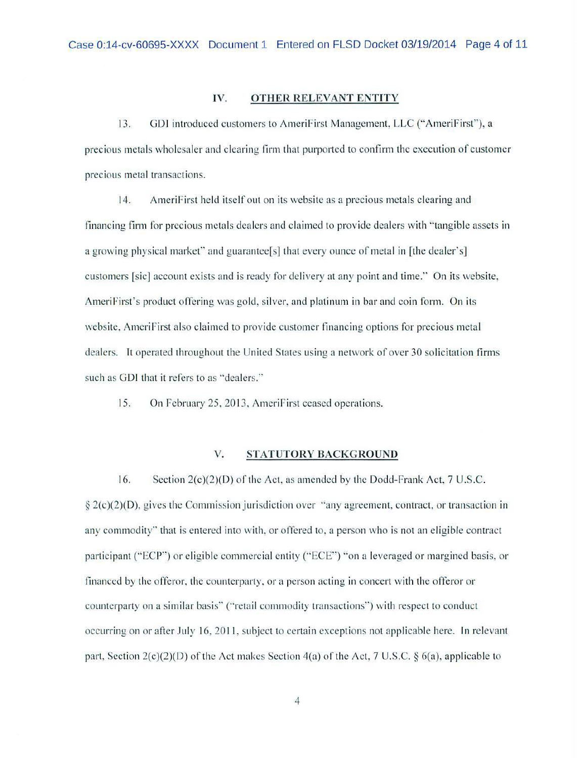## IV. OTHER RELEVANT ENTITY

13. GDI introduced customers to AmeriFirst Management, LLC ("AmeriFirst"), a precious metals wholesaler and clearing firm that purported to confirm the execution of customer precious metal transactions.

14. AmeriFirst held itself out on its website as a precious metals clearing and financing firm for precious metals dealers and claimed to provide dealers with "tangible assets in a growing physical market" and guarantee[s] that every ounce of metal in [the dealer's] customers [sic] account exists and is ready for delivery at any point and time." On its website, AmeriFirst's product offering was gold, silver, and platinum in bar and coin form. On its website, AmeriFirst also claimed to provide customer financing options for precious metal dealers. It operated throughout the United States using a network of over 30 solicitation firms such as GDI that it refers to as "dealers."

15. On February 25, 2013, AmeriFirst ceased operations.

## V. STATUTORY BACKGROUND

16. Section 2(c)(2)(D) of the Act, as amended by the Dodd-Frank Act, 7 U.S.C. § 2(c)(2)(D), gives the Commission jurisdiction over "any agreement, contract, or transaction in any commodity" that is entered into with, or offered to, a person who is not an eligible contract participant ("ECP") or eligible commercial entity ("ECE") "on a leveraged or margined basis, or financed by the offeror, the counterparty, or a person acting in concert with the offeror or counterparty on a similar basis" ("retail commodity transactions") with respect to conduct occurring on or after July 16, 2011, subject to certain exceptions not applicable here. In relevant part, Section 2(c)(2)(D) of the Act makes Section 4(a) of the Act, 7 U.S.C. § 6(a), applicable to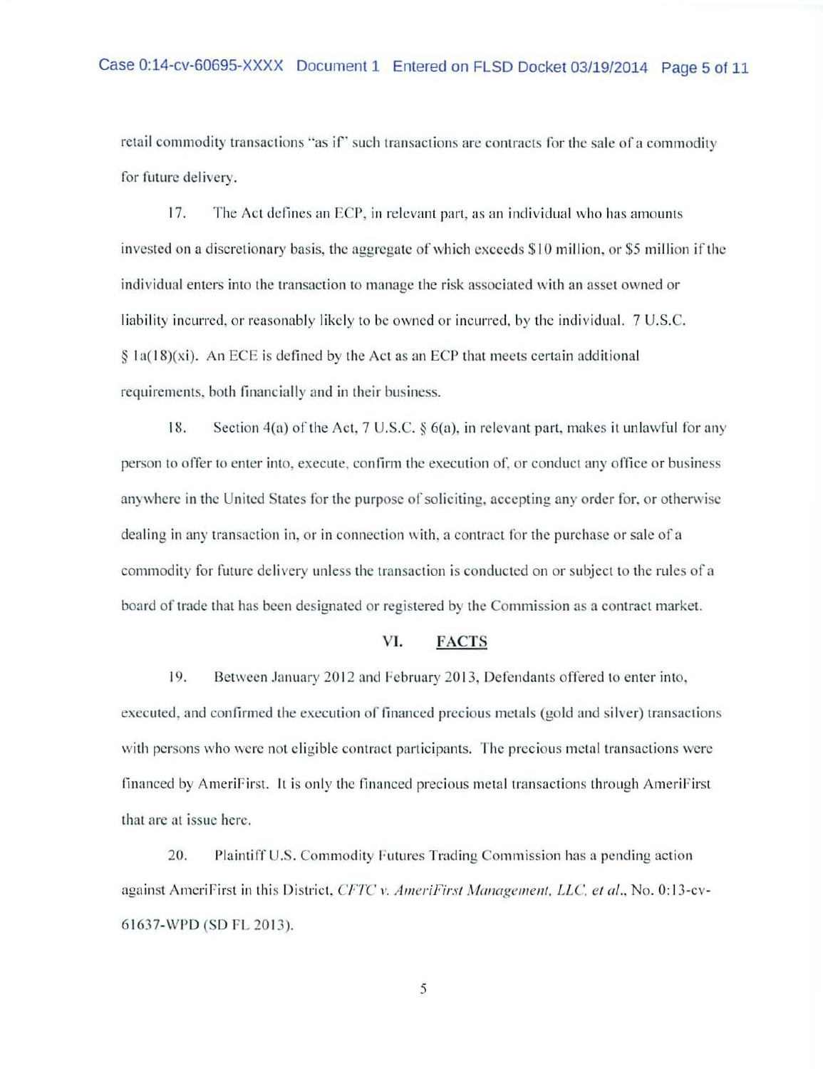retail commodity transactions "as if" such transactions are contracts for the sale of a commodity for future delivery.

17. The Act defines an ECP, in relevant part, as an individual who has amounts invested on a discretionary basis, the aggregate of which exceeds $10 million, or $5 million if the individual enters into the transaction to manage the risk associated with an asset owned or liability incurred, or reasonably likely to be owned or incurred, by the individual. 7 U.S.C. § 1a(18)(xi). An ECE is defined by the Act as an ECP that meets certain additional requirements, both financially and in their business.

18. Section 4(a) of the Act, 7 U.S.C. § 6(a), in relevant part, makes it unlawful for any person to offer to enter into, execute, confirm the execution of, or conduct any office or business anywhere in the United States for the purpose of soliciting, accepting any order for, or otherwise dealing in any transaction in, or in connection with, a contract for the purchase or sale of a commodity for future delivery unless the transaction is conducted on or subject to the rules of a board of trade that has been designated or registered by the Commission as a contract market.

## VI. FACTS

19. Between January 2012 and February 2013, Defendants offered to enter into, executed, and confirmed the execution of financed precious metals (gold and silver) transactions with persons who were not eligible contract participants. The precious metal transactions were financed by AmeriFirst. It is only the financed precious metal transactions through AmeriFirst that are at issue here.

20. Plaintiff U.S. Commodity Futures Trading Commission has a pending action against AmeriFirst in this District, *CFTC v. AmeriFirst Management, LLC, et al.*, No. 0:13-cv-61637-WPD (SD FL 2013).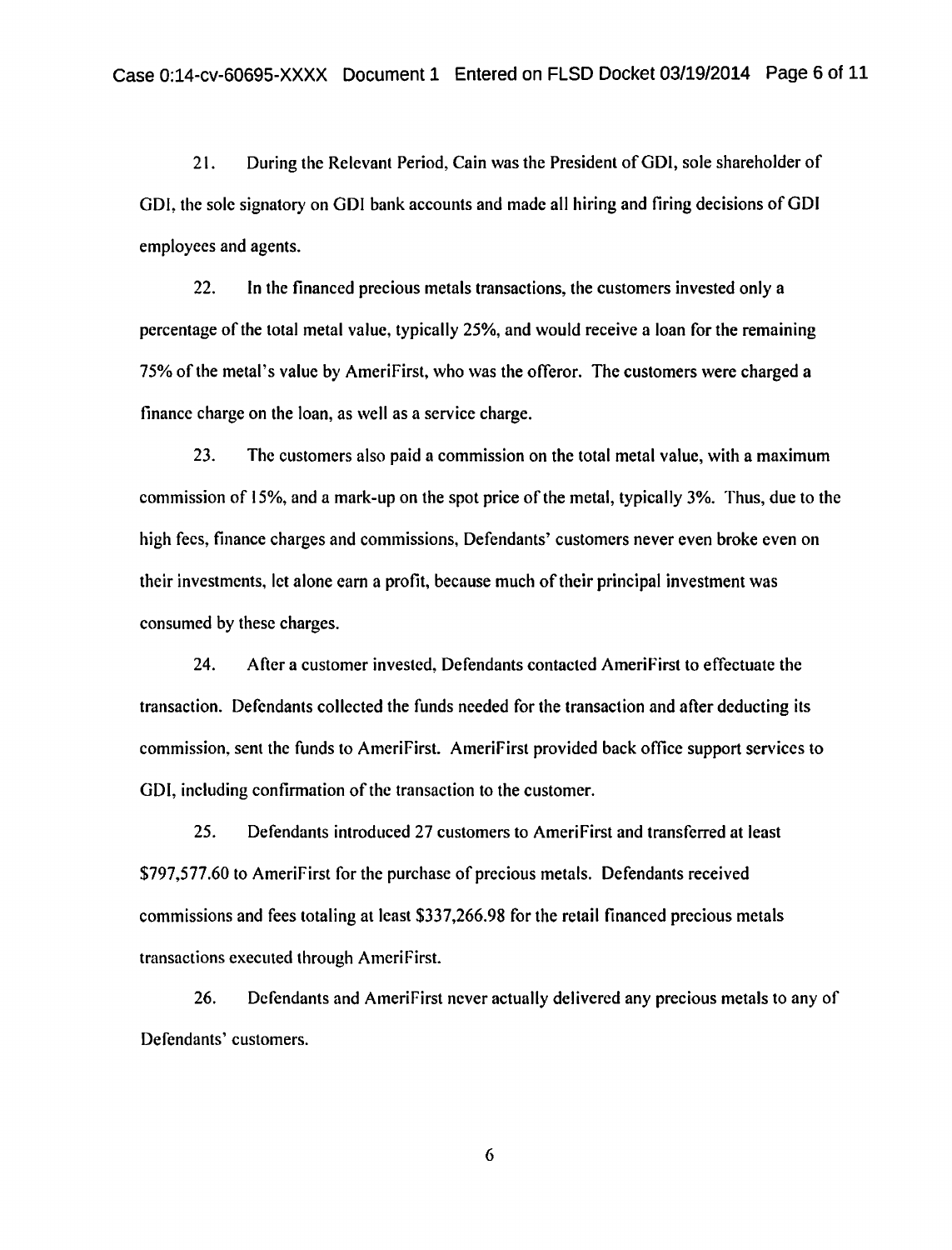21. During the Relevant Period, Cain was the President of GDI, sole shareholder of GDI, the sole signatory on GDI bank accounts and made all hiring and firing decisions of GDI employees and agents.

22. In the financed precious metals transactions, the customers invested only a percentage of the total metal value, typically 25%, and would receive a loan for the remaining 75% of the metal's value by AmeriFirst, who was the offeror. The customers were charged a finance charge on the loan, as well as a service charge.

23. The customers also paid a commission on the total metal value, with a maximum commission of 15%, and a mark-up on the spot price of the metal, typically 3%. Thus, due to the high fees, finance charges and commissions, Defendants' customers never even broke even on their investments, let alone earn a profit, because much of their principal investment was consumed by these charges.

24. After a customer invested, Defendants contacted AmeriFirst to effectuate the transaction. Defendants collected the funds needed for the transaction and after deducting its commission, sent the funds to AmeriFirst. AmeriFirst provided back office support services to GDI, including confirmation of the transaction to the customer.

25. Defendants introduced 27 customers to AmeriFirst and transferred at least $797,577.60 to AmeriFirst for the purchase of precious metals. Defendants received commissions and fees totaling at least $337,266.98 for the retail financed precious metals transactions executed through AmeriFirst.

26. Defendants and AmeriFirst never actually delivered any precious metals to any of Defendants' customers.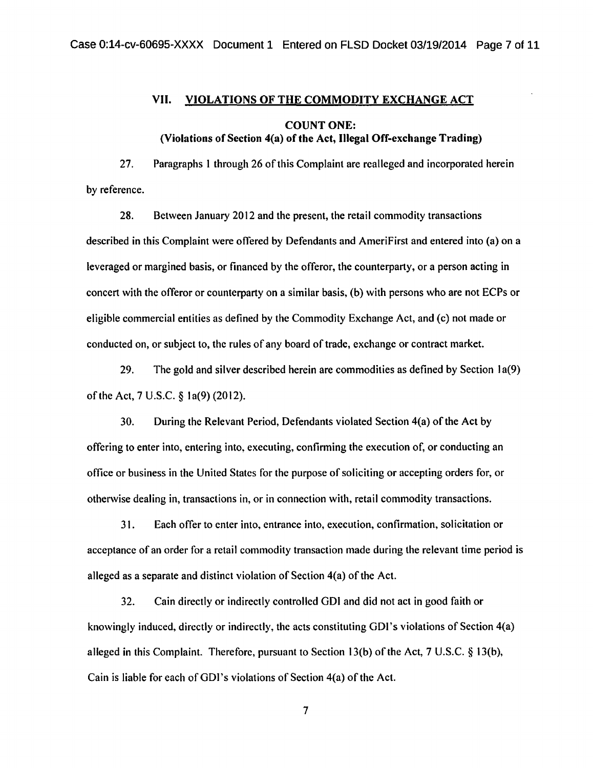## VII. VIOLATIONS OF THE COMMODITY EXCHANGE ACT

### COUNT ONE:
### (Violations of Section 4(a) of the Act, Illegal Off-exchange Trading)

27. Paragraphs 1 through 26 of this Complaint are realleged and incorporated herein by reference.

28. Between January 2012 and the present, the retail commodity transactions described in this Complaint were offered by Defendants and AmeriFirst and entered into (a) on a leveraged or margined basis, or financed by the offeror, the counterparty, or a person acting in concert with the offeror or counterparty on a similar basis, (b) with persons who are not ECPs or eligible commercial entities as defined by the Commodity Exchange Act, and (c) not made or conducted on, or subject to, the rules of any board of trade, exchange or contract market.

29. The gold and silver described herein are commodities as defined by Section 1a(9) of the Act, 7 U.S.C. § 1a(9) (2012).

30. During the Relevant Period, Defendants violated Section 4(a) of the Act by offering to enter into, entering into, executing, confirming the execution of, or conducting an office or business in the United States for the purpose of soliciting or accepting orders for, or otherwise dealing in, transactions in, or in connection with, retail commodity transactions.

31. Each offer to enter into, entrance into, execution, confirmation, solicitation or acceptance of an order for a retail commodity transaction made during the relevant time period is alleged as a separate and distinct violation of Section 4(a) of the Act.

32. Cain directly or indirectly controlled GDI and did not act in good faith or knowingly induced, directly or indirectly, the acts constituting GDI's violations of Section 4(a) alleged in this Complaint. Therefore, pursuant to Section 13(b) of the Act, 7 U.S.C. § 13(b), Cain is liable for each of GDI's violations of Section 4(a) of the Act.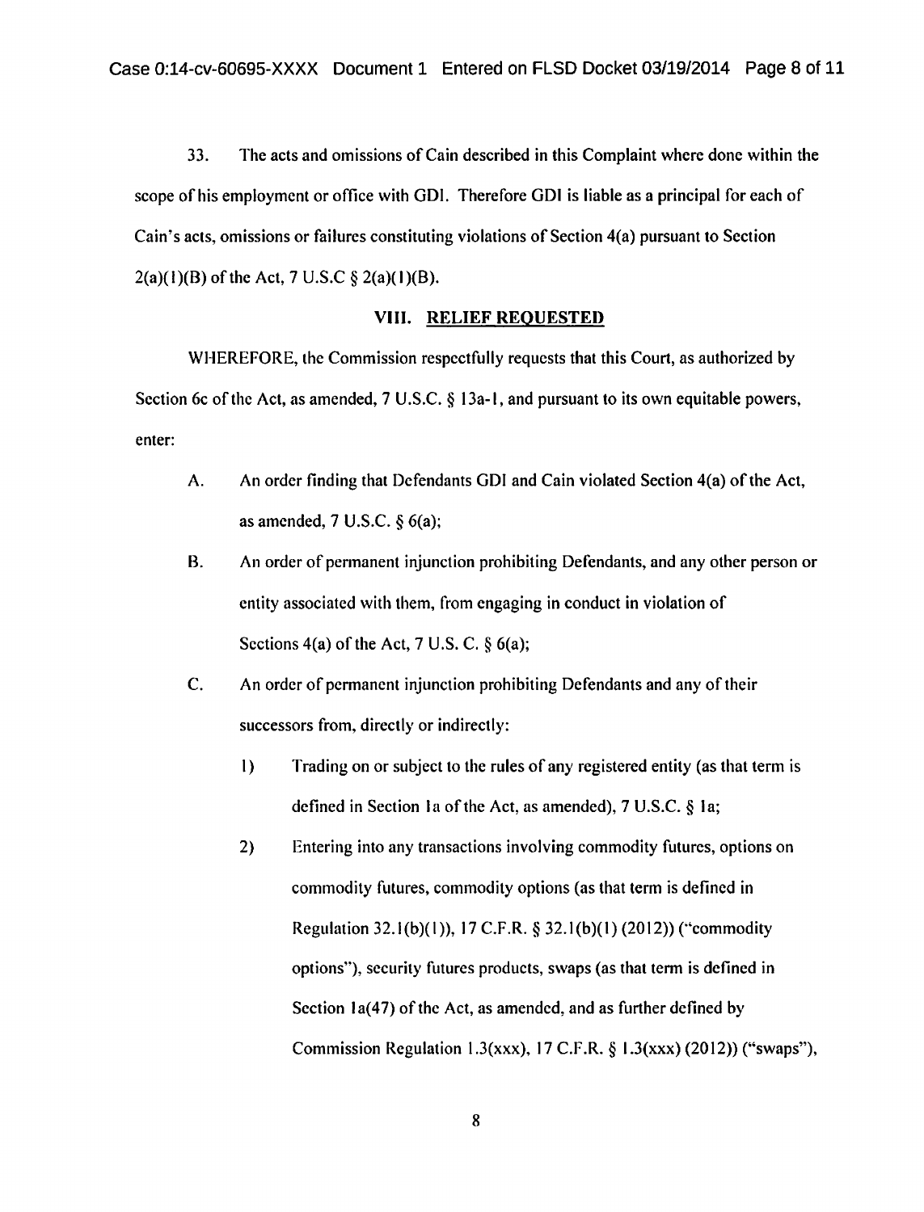33. The acts and omissions of Cain described in this Complaint where done within the scope of his employment or office with GDI. Therefore GDI is liable as a principal for each of Cain's acts, omissions or failures constituting violations of Section 4(a) pursuant to Section 2(a)(1)(B) of the Act, 7 U.S.C § 2(a)(1)(B).

## VIII. RELIEF REQUESTED

WHEREFORE, the Commission respectfully requests that this Court, as authorized by Section 6c of the Act, as amended, 7 U.S.C. § 13a-1, and pursuant to its own equitable powers, enter:

A. An order finding that Defendants GDI and Cain violated Section 4(a) of the Act, as amended, 7 U.S.C. § 6(a);

B. An order of permanent injunction prohibiting Defendants, and any other person or entity associated with them, from engaging in conduct in violation of Sections 4(a) of the Act, 7 U.S. C. § 6(a);

C. An order of permanent injunction prohibiting Defendants and any of their successors from, directly or indirectly:

   1) Trading on or subject to the rules of any registered entity (as that term is defined in Section 1a of the Act, as amended), 7 U.S.C. § 1a;

   2) Entering into any transactions involving commodity futures, options on commodity futures, commodity options (as that term is defined in Regulation 32.1(b)(1)), 17 C.F.R. § 32.1(b)(1) (2012)) ("commodity options"), security futures products, swaps (as that term is defined in Section 1a(47) of the Act, as amended, and as further defined by Commission Regulation 1.3(xxx), 17 C.F.R. § 1.3(xxx) (2012)) ("swaps"),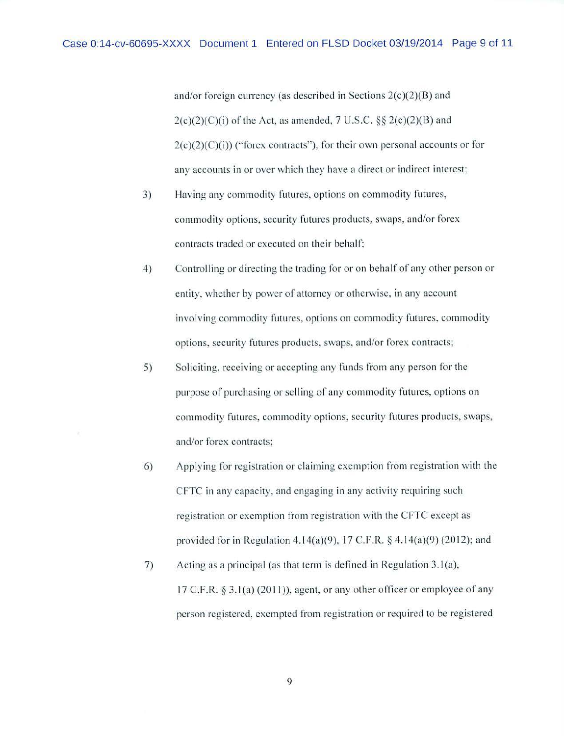and/or foreign currency (as described in Sections 2(c)(2)(B) and 2(c)(2)(C)(i) of the Act, as amended, 7 U.S.C. §§ 2(c)(2)(B) and 2(c)(2)(C)(i)) ("forex contracts"), for their own personal accounts or for any accounts in or over which they have a direct or indirect interest;

3) Having any commodity futures, options on commodity futures, commodity options, security futures products, swaps, and/or forex contracts traded or executed on their behalf;

4) Controlling or directing the trading for or on behalf of any other person or entity, whether by power of attorney or otherwise, in any account involving commodity futures, options on commodity futures, commodity options, security futures products, swaps, and/or forex contracts;

5) Soliciting, receiving or accepting any funds from any person for the purpose of purchasing or selling of any commodity futures, options on commodity futures, commodity options, security futures products, swaps, and/or forex contracts;

6) Applying for registration or claiming exemption from registration with the CFTC in any capacity, and engaging in any activity requiring such registration or exemption from registration with the CFTC except as provided for in Regulation 4.14(a)(9), 17 C.F.R. § 4.14(a)(9) (2012); and

7) Acting as a principal (as that term is defined in Regulation 3.1(a), 17 C.F.R. § 3.1(a) (2011)), agent, or any other officer or employee of any person registered, exempted from registration or required to be registered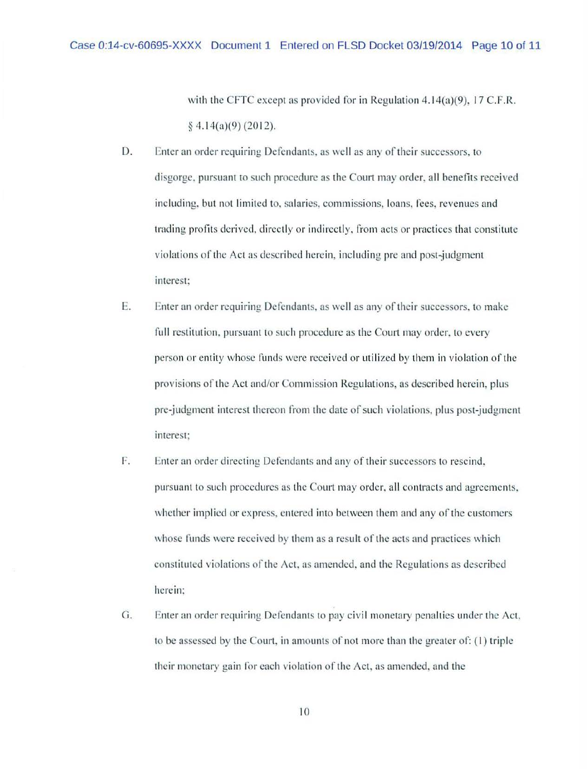with the CFTC except as provided for in Regulation 4.14(a)(9), 17 C.F.R. § 4.14(a)(9) (2012).

D. Enter an order requiring Defendants, as well as any of their successors, to disgorge, pursuant to such procedure as the Court may order, all benefits received including, but not limited to, salaries, commissions, loans, fees, revenues and trading profits derived, directly or indirectly, from acts or practices that constitute violations of the Act as described herein, including pre and post-judgment interest;

E. Enter an order requiring Defendants, as well as any of their successors, to make full restitution, pursuant to such procedure as the Court may order, to every person or entity whose funds were received or utilized by them in violation of the provisions of the Act and/or Commission Regulations, as described herein, plus pre-judgment interest thereon from the date of such violations, plus post-judgment interest;

F. Enter an order directing Defendants and any of their successors to rescind, pursuant to such procedures as the Court may order, all contracts and agreements, whether implied or express, entered into between them and any of the customers whose funds were received by them as a result of the acts and practices which constituted violations of the Act, as amended, and the Regulations as described herein;

G. Enter an order requiring Defendants to pay civil monetary penalties under the Act, to be assessed by the Court, in amounts of not more than the greater of: (1) triple their monetary gain for each violation of the Act, as amended, and the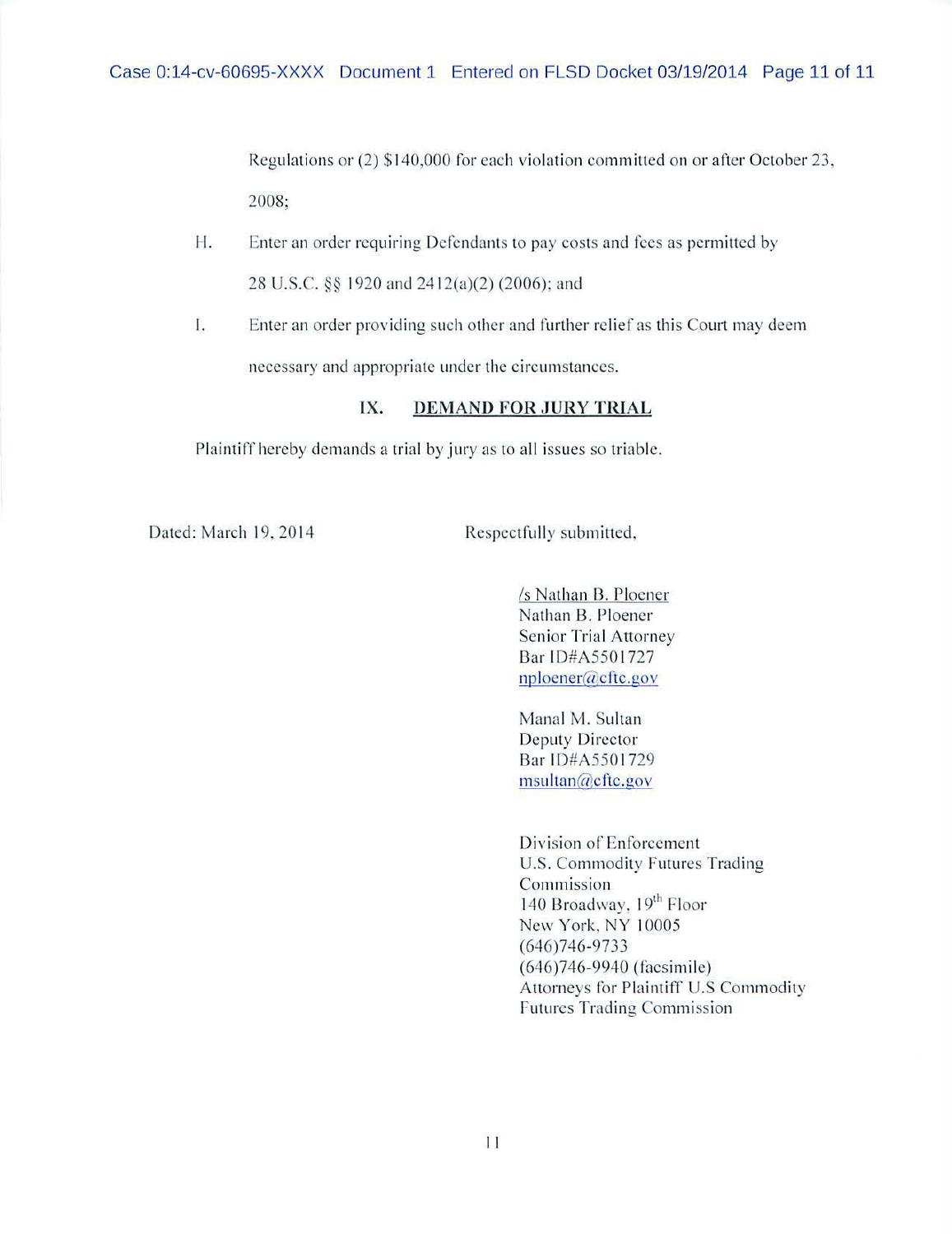Regulations or (2) $140,000 for each violation committed on or after October 23, 2008;

H. Enter an order requiring Defendants to pay costs and fees as permitted by 28 U.S.C. §§ 1920 and 2412(a)(2) (2006); and

I. Enter an order providing such other and further relief as this Court may deem necessary and appropriate under the circumstances.

## IX. DEMAND FOR JURY TRIAL

Plaintiff hereby demands a trial by jury as to all issues so triable.

Dated: March 19, 2014

Respectfully submitted,

/s Nathan B. Ploener
Nathan B. Ploener
Senior Trial Attorney
Bar ID#A5501727
nploener@cftc.gov

Manal M. Sultan
Deputy Director
Bar ID#A5501729
msultan@cftc.gov

Division of Enforcement
U.S. Commodity Futures Trading Commission
140 Broadway, 19th Floor
New York, NY 10005
(646)746-9733
(646)746-9940 (facsimile)
Attorneys for Plaintiff U.S Commodity Futures Trading Commission